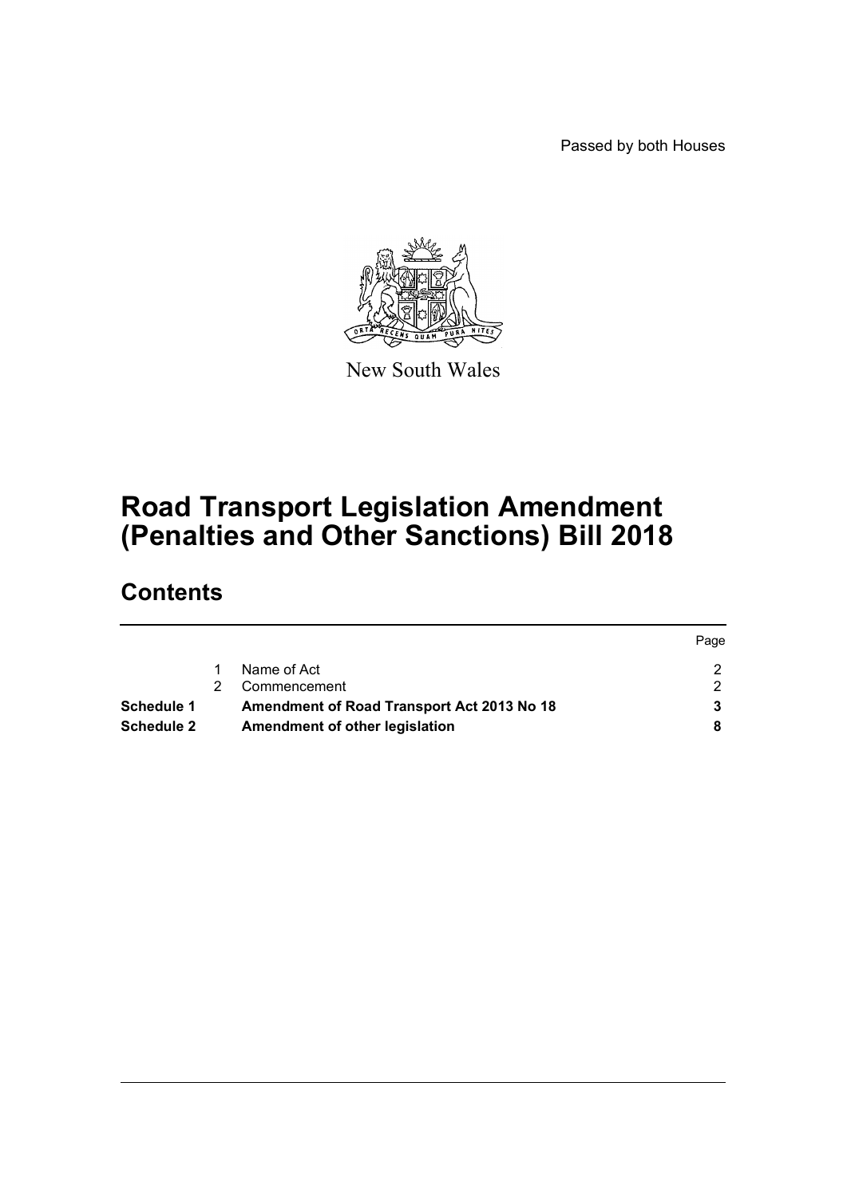Passed by both Houses

New South Wales

# Road Transport Legislation Amendment (Penalties and Other Sanctions) Bill 2018

## Contents

| | | | Page |
|---|---|---|---|
| | 1 | Name of Act | 2 |
| | 2 | Commencement | 2 |
| **Schedule 1** | | **Amendment of Road Transport Act 2013 No 18** | **3** |
| **Schedule 2** | | **Amendment of other legislation** | **8** |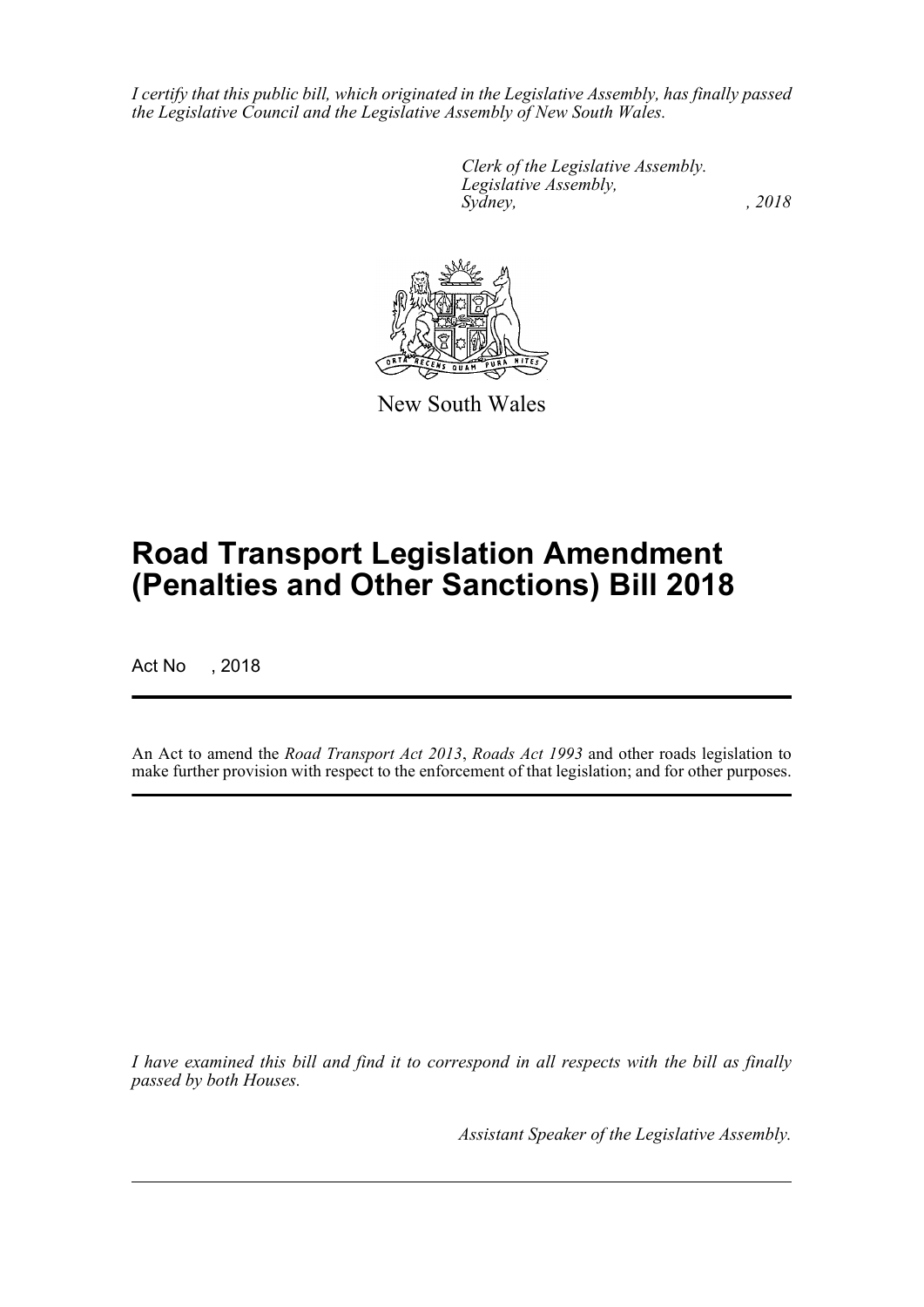*I certify that this public bill, which originated in the Legislative Assembly, has finally passed the Legislative Council and the Legislative Assembly of New South Wales.*

*Clerk of the Legislative Assembly.*
*Legislative Assembly,*
*Sydney, , 2018*

New South Wales

# Road Transport Legislation Amendment (Penalties and Other Sanctions) Bill 2018

Act No , 2018

An Act to amend the *Road Transport Act 2013*, *Roads Act 1993* and other roads legislation to make further provision with respect to the enforcement of that legislation; and for other purposes.

*I have examined this bill and find it to correspond in all respects with the bill as finally passed by both Houses.*

*Assistant Speaker of the Legislative Assembly.*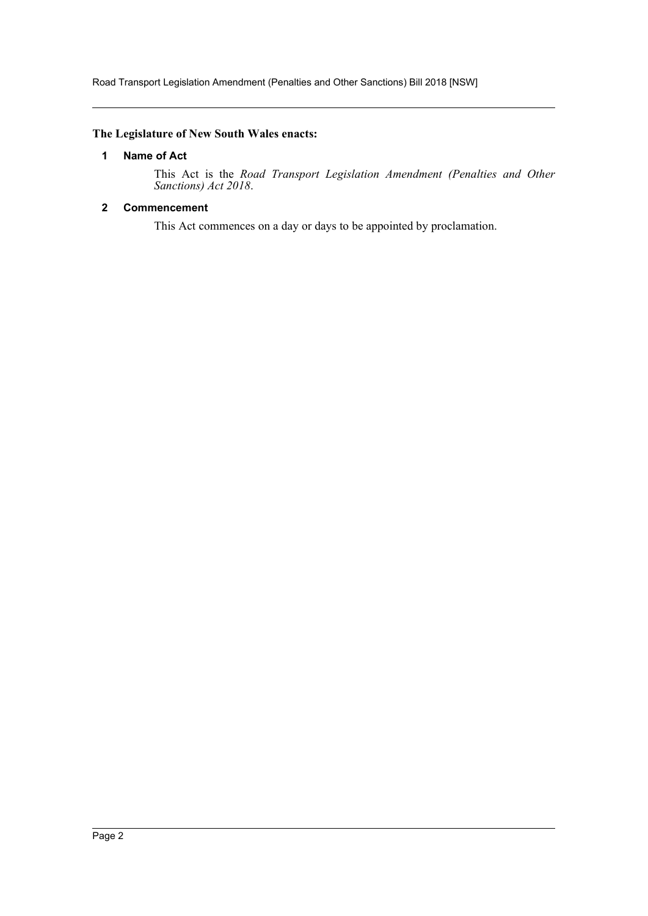**The Legislature of New South Wales enacts:**

## 1 Name of Act

This Act is the *Road Transport Legislation Amendment (Penalties and Other Sanctions) Act 2018*.

## 2 Commencement

This Act commences on a day or days to be appointed by proclamation.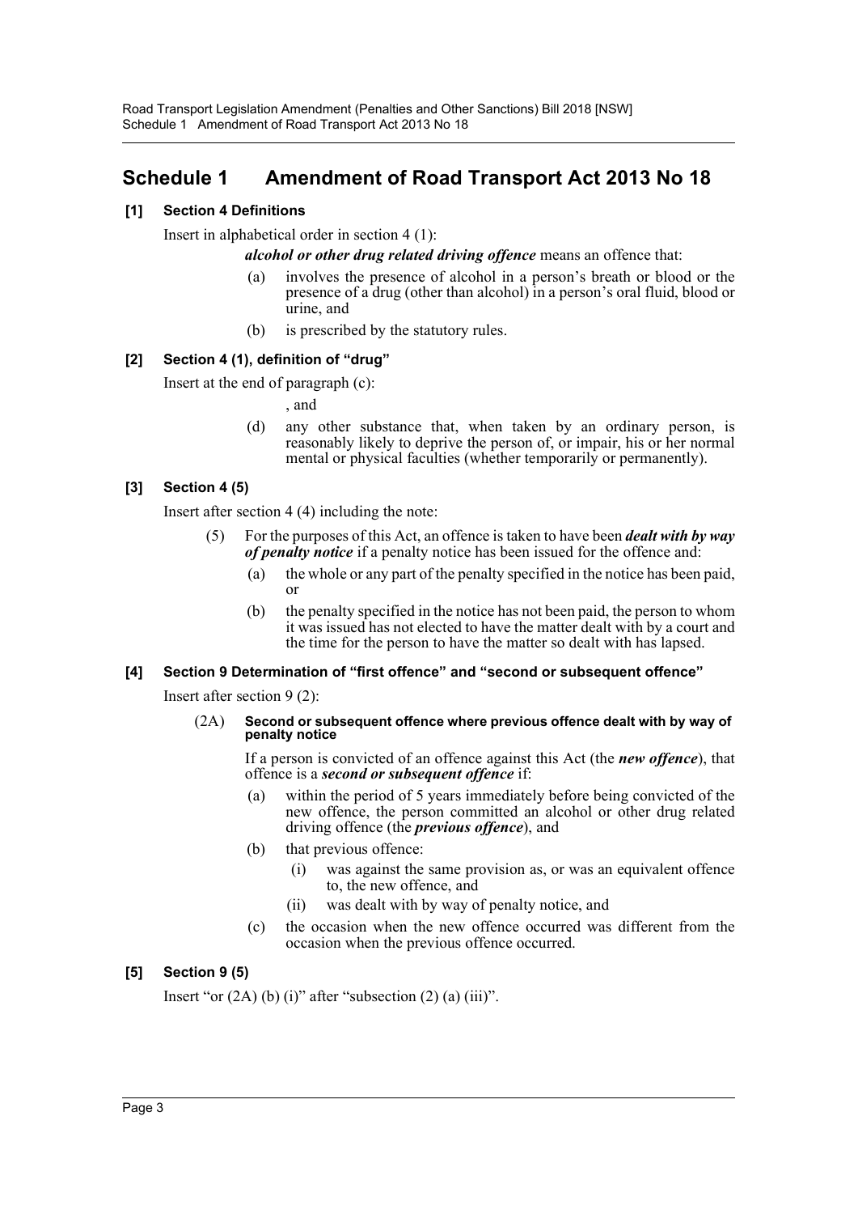# Schedule 1 Amendment of Road Transport Act 2013 No 18

### [1] Section 4 Definitions

Insert in alphabetical order in section 4 (1):

***alcohol or other drug related driving offence*** means an offence that:

(a) involves the presence of alcohol in a person's breath or blood or the presence of a drug (other than alcohol) in a person's oral fluid, blood or urine, and

(b) is prescribed by the statutory rules.

### [2] Section 4 (1), definition of "drug"

Insert at the end of paragraph (c):

, and

(d) any other substance that, when taken by an ordinary person, is reasonably likely to deprive the person of, or impair, his or her normal mental or physical faculties (whether temporarily or permanently).

### [3] Section 4 (5)

Insert after section 4 (4) including the note:

(5) For the purposes of this Act, an offence is taken to have been ***dealt with by way of penalty notice*** if a penalty notice has been issued for the offence and:

(a) the whole or any part of the penalty specified in the notice has been paid, or

(b) the penalty specified in the notice has not been paid, the person to whom it was issued has not elected to have the matter dealt with by a court and the time for the person to have the matter so dealt with has lapsed.

### [4] Section 9 Determination of "first offence" and "second or subsequent offence"

Insert after section 9 (2):

(2A) **Second or subsequent offence where previous offence dealt with by way of penalty notice**

If a person is convicted of an offence against this Act (the ***new offence***), that offence is a ***second or subsequent offence*** if:

(a) within the period of 5 years immediately before being convicted of the new offence, the person committed an alcohol or other drug related driving offence (the ***previous offence***), and

(b) that previous offence:

(i) was against the same provision as, or was an equivalent offence to, the new offence, and

(ii) was dealt with by way of penalty notice, and

(c) the occasion when the new offence occurred was different from the occasion when the previous offence occurred.

### [5] Section 9 (5)

Insert "or (2A) (b) (i)" after "subsection (2) (a) (iii)".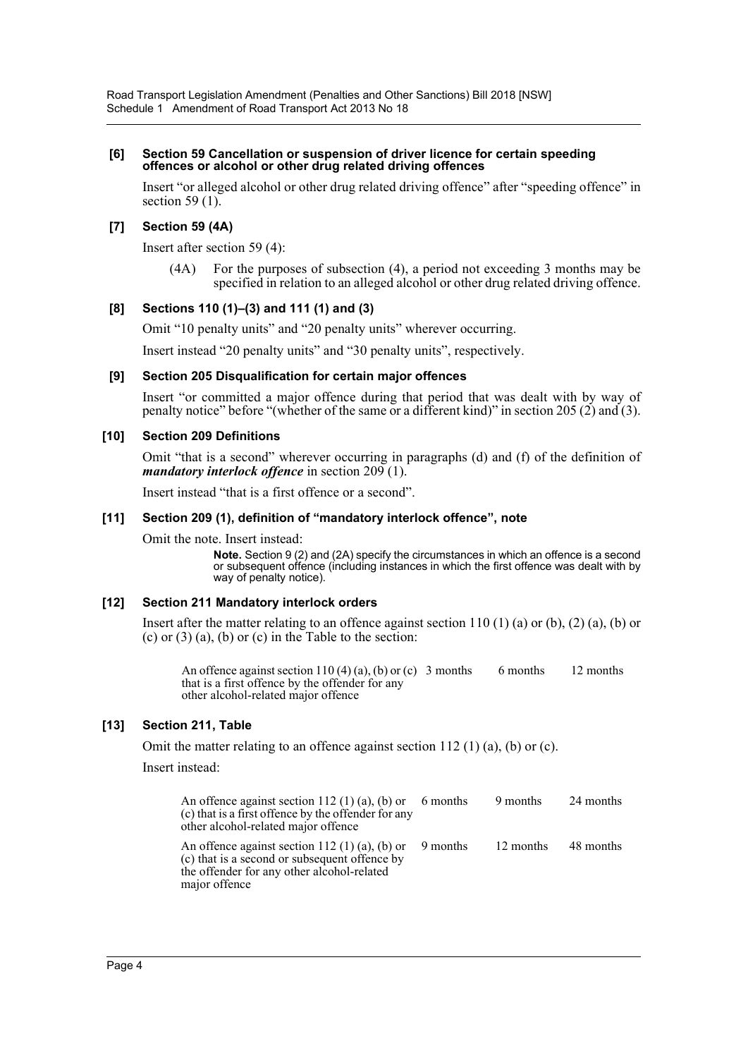**[6] Section 59 Cancellation or suspension of driver licence for certain speeding offences or alcohol or other drug related driving offences**

Insert "or alleged alcohol or other drug related driving offence" after "speeding offence" in section 59 (1).

**[7] Section 59 (4A)**

Insert after section 59 (4):

(4A) For the purposes of subsection (4), a period not exceeding 3 months may be specified in relation to an alleged alcohol or other drug related driving offence.

**[8] Sections 110 (1)–(3) and 111 (1) and (3)**

Omit "10 penalty units" and "20 penalty units" wherever occurring.

Insert instead "20 penalty units" and "30 penalty units", respectively.

**[9] Section 205 Disqualification for certain major offences**

Insert "or committed a major offence during that period that was dealt with by way of penalty notice" before "(whether of the same or a different kind)" in section 205 (2) and (3).

**[10] Section 209 Definitions**

Omit "that is a second" wherever occurring in paragraphs (d) and (f) of the definition of ***mandatory interlock offence*** in section 209 (1).

Insert instead "that is a first offence or a second".

**[11] Section 209 (1), definition of "mandatory interlock offence", note**

Omit the note. Insert instead:

**Note.** Section 9 (2) and (2A) specify the circumstances in which an offence is a second or subsequent offence (including instances in which the first offence was dealt with by way of penalty notice).

**[12] Section 211 Mandatory interlock orders**

Insert after the matter relating to an offence against section 110 (1) (a) or (b), (2) (a), (b) or (c) or (3) (a), (b) or (c) in the Table to the section:

| | | | |
|---|---|---|---|
| An offence against section 110 (4) (a), (b) or (c) that is a first offence by the offender for any other alcohol-related major offence | 3 months | 6 months | 12 months |

**[13] Section 211, Table**

Omit the matter relating to an offence against section 112 (1) (a), (b) or (c).

Insert instead:

| | | | |
|---|---|---|---|
| An offence against section 112 (1) (a), (b) or (c) that is a first offence by the offender for any other alcohol-related major offence | 6 months | 9 months | 24 months |
| An offence against section 112 (1) (a), (b) or (c) that is a second or subsequent offence by the offender for any other alcohol-related major offence | 9 months | 12 months | 48 months |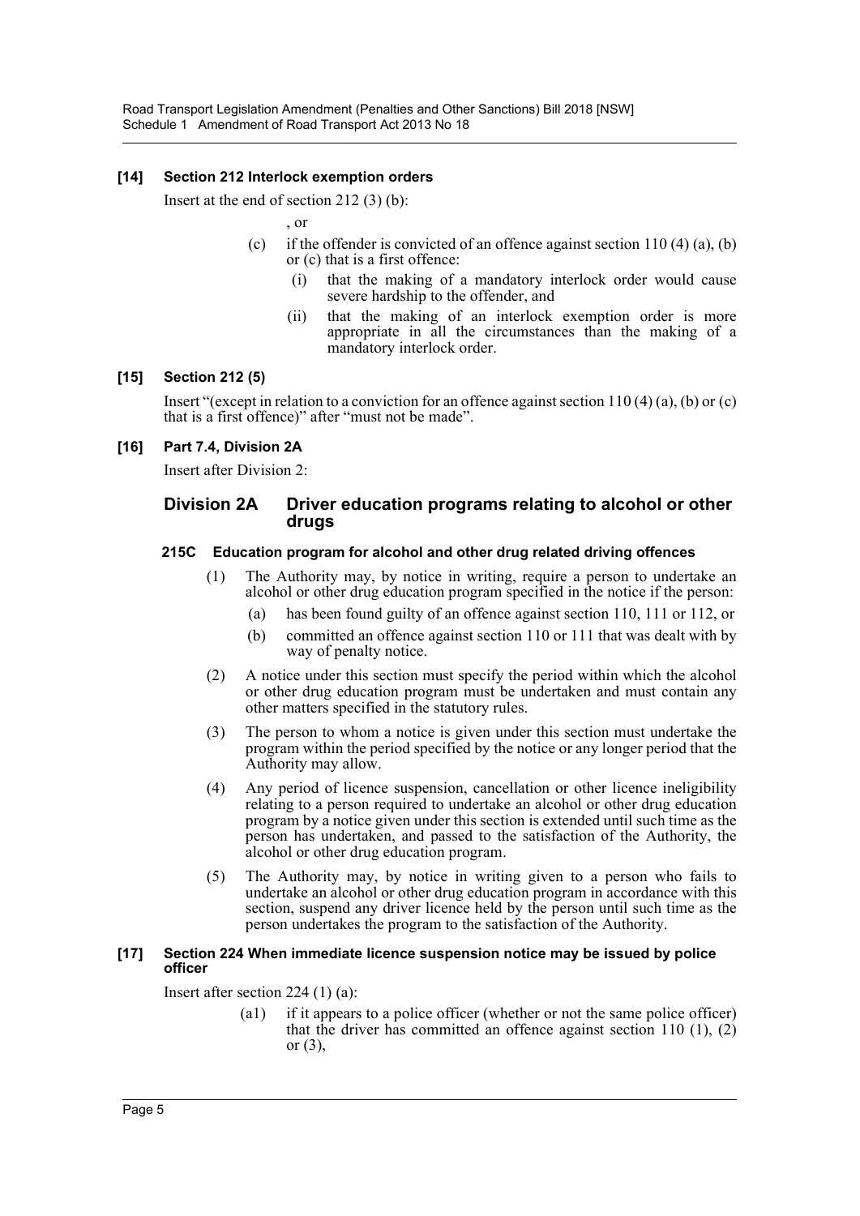**[14] Section 212 Interlock exemption orders**

Insert at the end of section 212 (3) (b):

, or

(c) if the offender is convicted of an offence against section 110 (4) (a), (b) or (c) that is a first offence:

(i) that the making of a mandatory interlock order would cause severe hardship to the offender, and

(ii) that the making of an interlock exemption order is more appropriate in all the circumstances than the making of a mandatory interlock order.

**[15] Section 212 (5)**

Insert "(except in relation to a conviction for an offence against section 110 (4) (a), (b) or (c) that is a first offence)" after "must not be made".

**[16] Part 7.4, Division 2A**

Insert after Division 2:

## Division 2A Driver education programs relating to alcohol or other drugs

### 215C Education program for alcohol and other drug related driving offences

(1) The Authority may, by notice in writing, require a person to undertake an alcohol or other drug education program specified in the notice if the person:

(a) has been found guilty of an offence against section 110, 111 or 112, or

(b) committed an offence against section 110 or 111 that was dealt with by way of penalty notice.

(2) A notice under this section must specify the period within which the alcohol or other drug education program must be undertaken and must contain any other matters specified in the statutory rules.

(3) The person to whom a notice is given under this section must undertake the program within the period specified by the notice or any longer period that the Authority may allow.

(4) Any period of licence suspension, cancellation or other licence ineligibility relating to a person required to undertake an alcohol or other drug education program by a notice given under this section is extended until such time as the person has undertaken, and passed to the satisfaction of the Authority, the alcohol or other drug education program.

(5) The Authority may, by notice in writing given to a person who fails to undertake an alcohol or other drug education program in accordance with this section, suspend any driver licence held by the person until such time as the person undertakes the program to the satisfaction of the Authority.

**[17] Section 224 When immediate licence suspension notice may be issued by police officer**

Insert after section 224 (1) (a):

(a1) if it appears to a police officer (whether or not the same police officer) that the driver has committed an offence against section 110 (1), (2) or (3),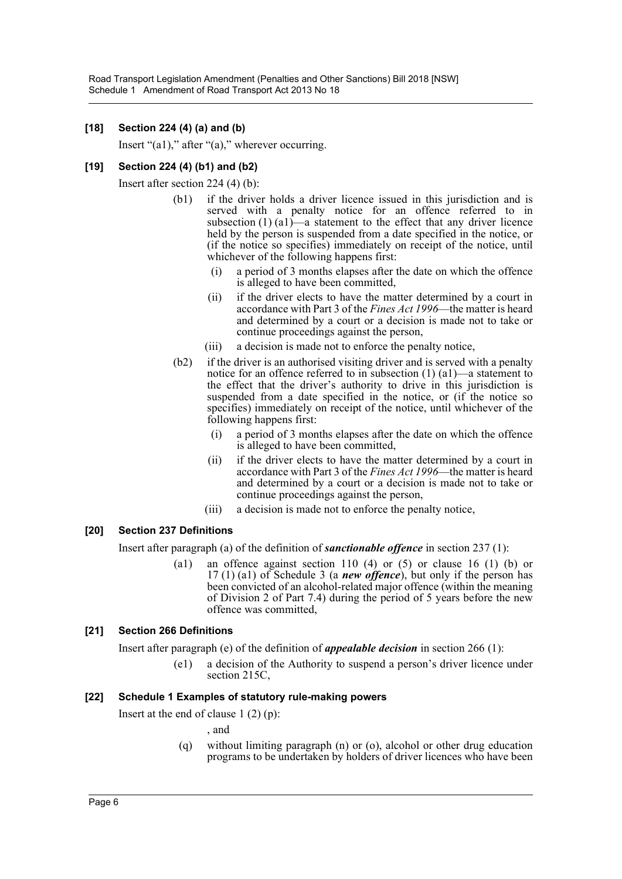### [18] Section 224 (4) (a) and (b)

Insert "(a1)," after "(a)," wherever occurring.

### [19] Section 224 (4) (b1) and (b2)

Insert after section 224 (4) (b):

(b1) if the driver holds a driver licence issued in this jurisdiction and is served with a penalty notice for an offence referred to in subsection (1) (a1)—a statement to the effect that any driver licence held by the person is suspended from a date specified in the notice, or (if the notice so specifies) immediately on receipt of the notice, until whichever of the following happens first:

- (i) a period of 3 months elapses after the date on which the offence is alleged to have been committed,
- (ii) if the driver elects to have the matter determined by a court in accordance with Part 3 of the *Fines Act 1996*—the matter is heard and determined by a court or a decision is made not to take or continue proceedings against the person,
- (iii) a decision is made not to enforce the penalty notice,

(b2) if the driver is an authorised visiting driver and is served with a penalty notice for an offence referred to in subsection (1) (a1)—a statement to the effect that the driver's authority to drive in this jurisdiction is suspended from a date specified in the notice, or (if the notice so specifies) immediately on receipt of the notice, until whichever of the following happens first:

- (i) a period of 3 months elapses after the date on which the offence is alleged to have been committed,
- (ii) if the driver elects to have the matter determined by a court in accordance with Part 3 of the *Fines Act 1996*—the matter is heard and determined by a court or a decision is made not to take or continue proceedings against the person,
- (iii) a decision is made not to enforce the penalty notice,

### [20] Section 237 Definitions

Insert after paragraph (a) of the definition of ***sanctionable offence*** in section 237 (1):

(a1) an offence against section 110 (4) or (5) or clause 16 (1) (b) or 17 (1) (a1) of Schedule 3 (a ***new offence***), but only if the person has been convicted of an alcohol-related major offence (within the meaning of Division 2 of Part 7.4) during the period of 5 years before the new offence was committed,

### [21] Section 266 Definitions

Insert after paragraph (e) of the definition of ***appealable decision*** in section 266 (1):

(e1) a decision of the Authority to suspend a person's driver licence under section 215C,

### [22] Schedule 1 Examples of statutory rule-making powers

Insert at the end of clause 1 (2) (p):

, and

(q) without limiting paragraph (n) or (o), alcohol or other drug education programs to be undertaken by holders of driver licences who have been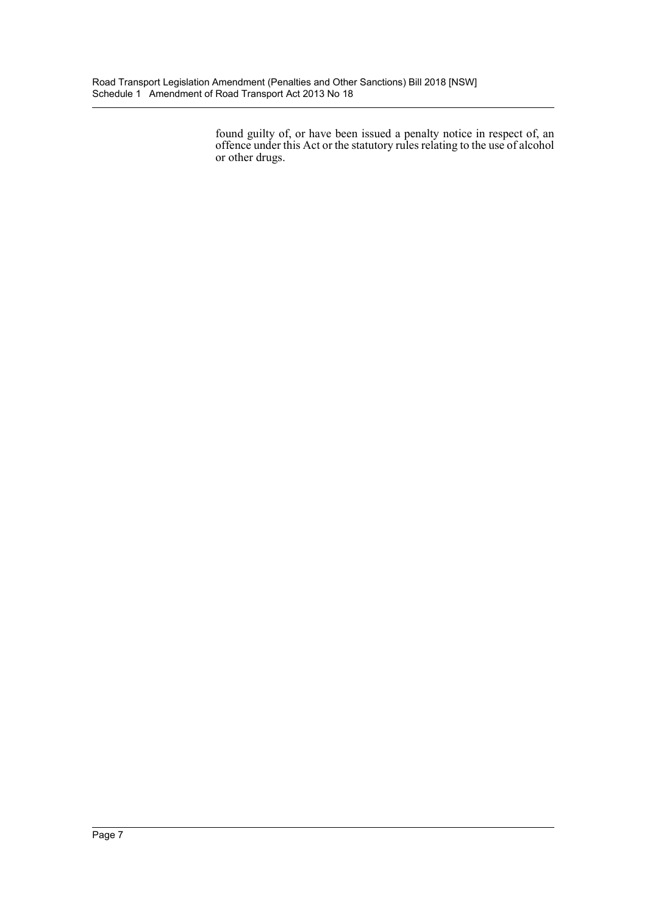found guilty of, or have been issued a penalty notice in respect of, an offence under this Act or the statutory rules relating to the use of alcohol or other drugs.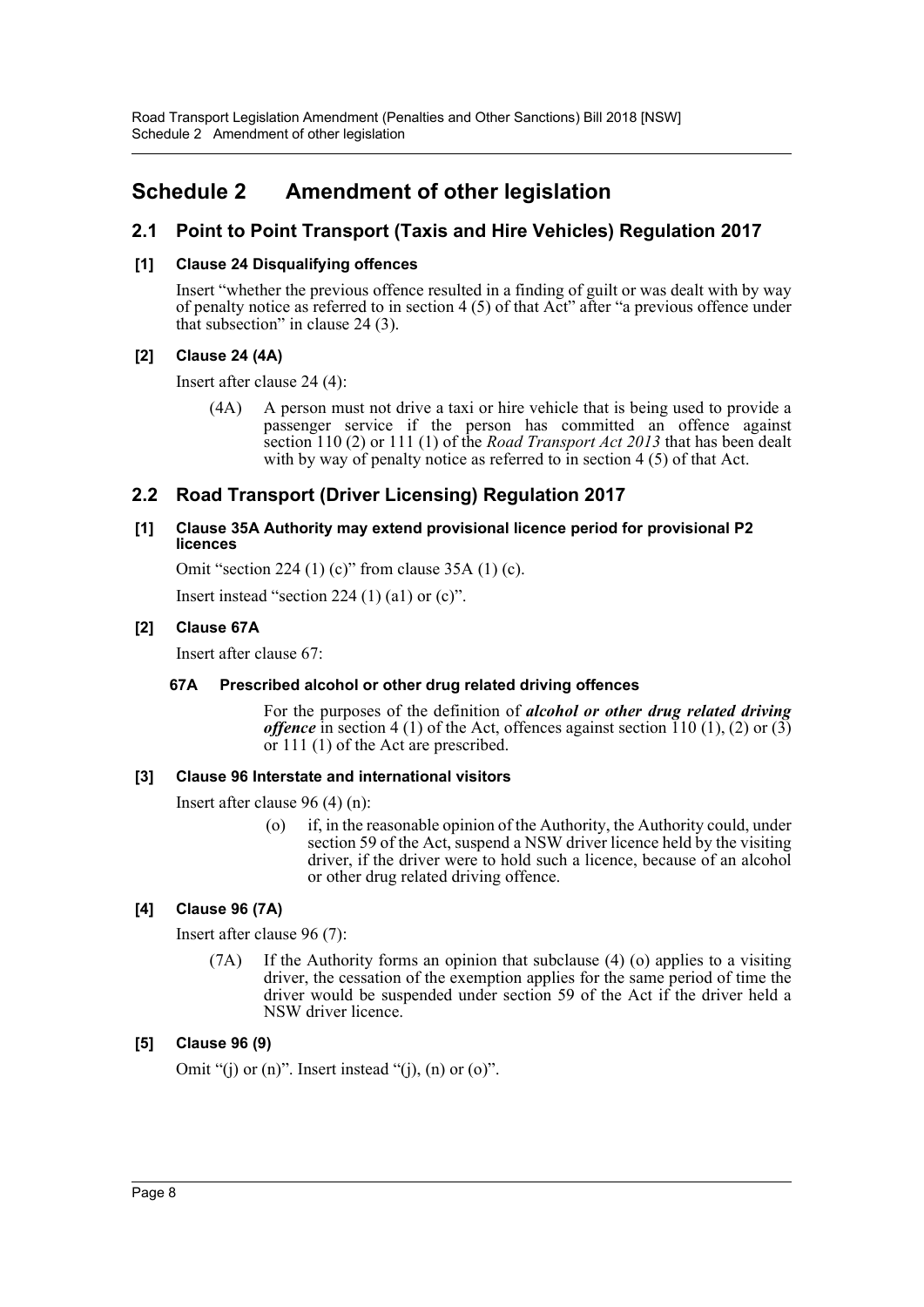# Schedule 2 Amendment of other legislation

## 2.1 Point to Point Transport (Taxis and Hire Vehicles) Regulation 2017

### [1] Clause 24 Disqualifying offences

Insert "whether the previous offence resulted in a finding of guilt or was dealt with by way of penalty notice as referred to in section 4 (5) of that Act" after "a previous offence under that subsection" in clause 24 (3).

### [2] Clause 24 (4A)

Insert after clause 24 (4):

> (4A) A person must not drive a taxi or hire vehicle that is being used to provide a passenger service if the person has committed an offence against section 110 (2) or 111 (1) of the *Road Transport Act 2013* that has been dealt with by way of penalty notice as referred to in section 4 (5) of that Act.

## 2.2 Road Transport (Driver Licensing) Regulation 2017

### [1] Clause 35A Authority may extend provisional licence period for provisional P2 licences

Omit "section 224 (1) (c)" from clause 35A (1) (c).

Insert instead "section 224 (1) (a1) or (c)".

### [2] Clause 67A

Insert after clause 67:

> **67A Prescribed alcohol or other drug related driving offences**
>
> For the purposes of the definition of ***alcohol or other drug related driving offence*** in section 4 (1) of the Act, offences against section 110 (1), (2) or (3) or 111 (1) of the Act are prescribed.

### [3] Clause 96 Interstate and international visitors

Insert after clause 96 (4) (n):

> (o) if, in the reasonable opinion of the Authority, the Authority could, under section 59 of the Act, suspend a NSW driver licence held by the visiting driver, if the driver were to hold such a licence, because of an alcohol or other drug related driving offence.

### [4] Clause 96 (7A)

Insert after clause 96 (7):

> (7A) If the Authority forms an opinion that subclause (4) (o) applies to a visiting driver, the cessation of the exemption applies for the same period of time the driver would be suspended under section 59 of the Act if the driver held a NSW driver licence.

### [5] Clause 96 (9)

Omit "(j) or (n)". Insert instead "(j), (n) or (o)".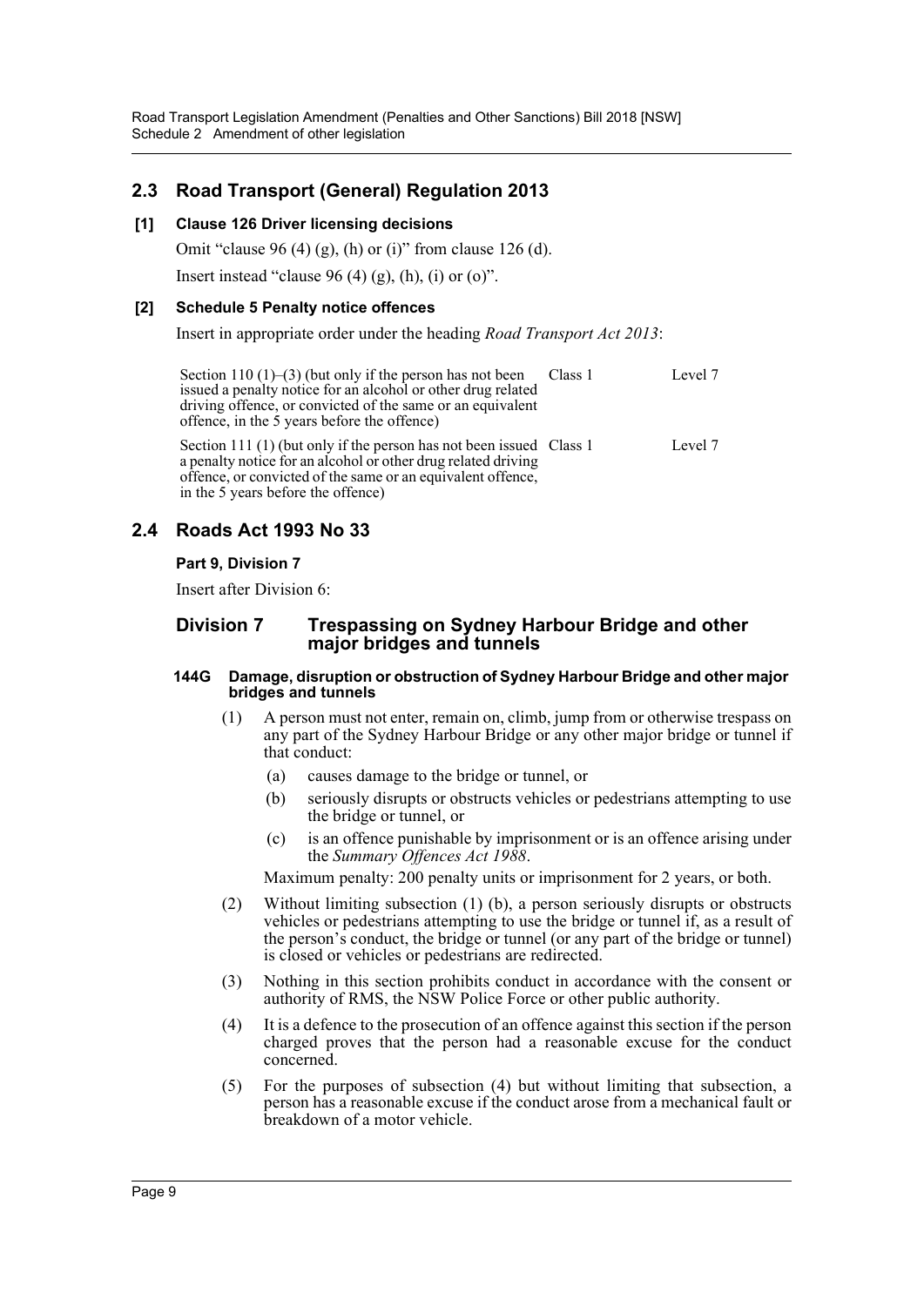## 2.3 Road Transport (General) Regulation 2013

### [1] Clause 126 Driver licensing decisions

Omit "clause 96 (4) (g), (h) or (i)" from clause 126 (d).

Insert instead "clause 96 (4) (g), (h), (i) or (o)".

### [2] Schedule 5 Penalty notice offences

Insert in appropriate order under the heading *Road Transport Act 2013*:

| | | |
|---|---|---|
| Section 110 (1)–(3) (but only if the person has not been issued a penalty notice for an alcohol or other drug related driving offence, or convicted of the same or an equivalent offence, in the 5 years before the offence) | Class 1 | Level 7 |
| Section 111 (1) (but only if the person has not been issued a penalty notice for an alcohol or other drug related driving offence, or convicted of the same or an equivalent offence, in the 5 years before the offence) | Class 1 | Level 7 |

## 2.4 Roads Act 1993 No 33

**Part 9, Division 7**

Insert after Division 6:

### Division 7 Trespassing on Sydney Harbour Bridge and other major bridges and tunnels

#### 144G Damage, disruption or obstruction of Sydney Harbour Bridge and other major bridges and tunnels

(1) A person must not enter, remain on, climb, jump from or otherwise trespass on any part of the Sydney Harbour Bridge or any other major bridge or tunnel if that conduct:

- (a) causes damage to the bridge or tunnel, or
- (b) seriously disrupts or obstructs vehicles or pedestrians attempting to use the bridge or tunnel, or
- (c) is an offence punishable by imprisonment or is an offence arising under the *Summary Offences Act 1988*.

Maximum penalty: 200 penalty units or imprisonment for 2 years, or both.

(2) Without limiting subsection (1) (b), a person seriously disrupts or obstructs vehicles or pedestrians attempting to use the bridge or tunnel if, as a result of the person's conduct, the bridge or tunnel (or any part of the bridge or tunnel) is closed or vehicles or pedestrians are redirected.

(3) Nothing in this section prohibits conduct in accordance with the consent or authority of RMS, the NSW Police Force or other public authority.

(4) It is a defence to the prosecution of an offence against this section if the person charged proves that the person had a reasonable excuse for the conduct concerned.

(5) For the purposes of subsection (4) but without limiting that subsection, a person has a reasonable excuse if the conduct arose from a mechanical fault or breakdown of a motor vehicle.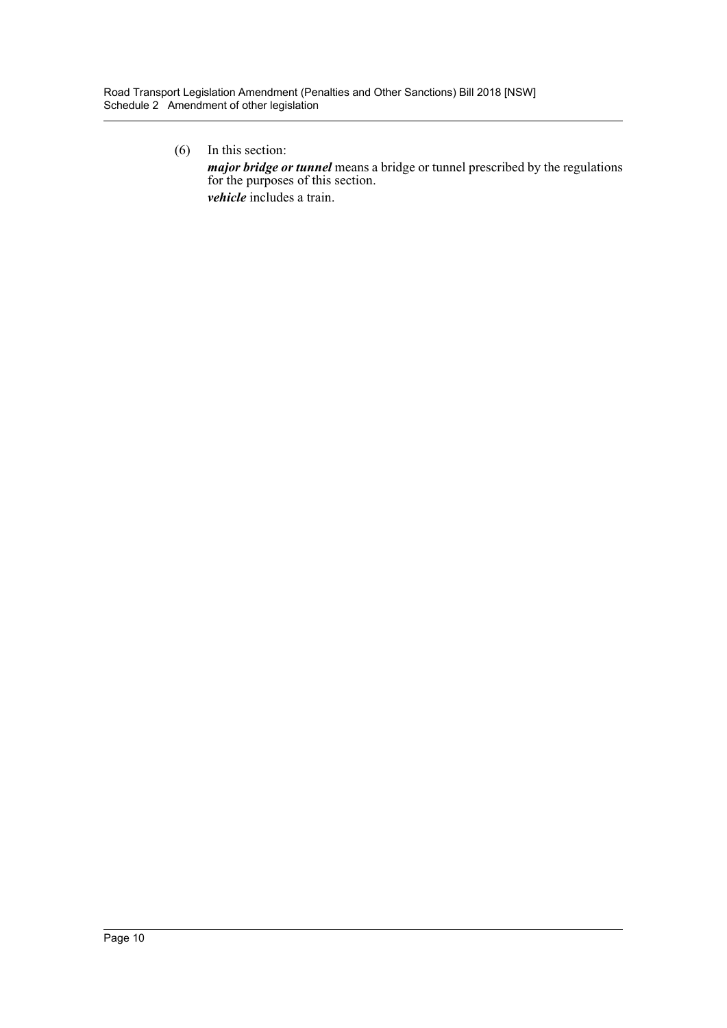(6) In this section:

***major bridge or tunnel*** means a bridge or tunnel prescribed by the regulations for the purposes of this section.

***vehicle*** includes a train.